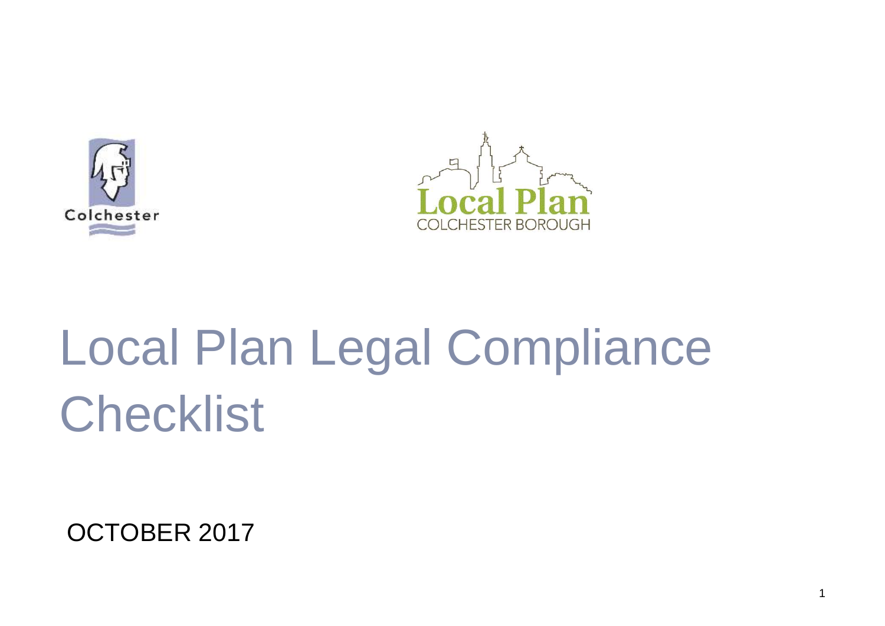Colchester

Local Plan
COLCHESTER BOROUGH

# Local Plan Legal Compliance Checklist

OCTOBER 2017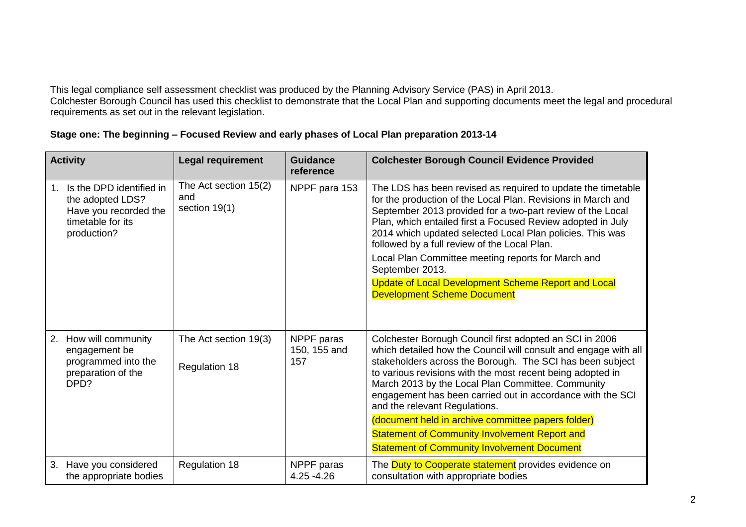This legal compliance self assessment checklist was produced by the Planning Advisory Service (PAS) in April 2013.
Colchester Borough Council has used this checklist to demonstrate that the Local Plan and supporting documents meet the legal and procedural requirements as set out in the relevant legislation.

**Stage one: The beginning – Focused Review and early phases of Local Plan preparation 2013-14**

| Activity | Legal requirement | Guidance reference | Colchester Borough Council Evidence Provided |
|---|---|---|---|
| 1. Is the DPD identified in the adopted LDS? Have you recorded the timetable for its production? | The Act section 15(2) and section 19(1) | NPPF para 153 | The LDS has been revised as required to update the timetable for the production of the Local Plan. Revisions in March and September 2013 provided for a two-part review of the Local Plan, which entailed first a Focused Review adopted in July 2014 which updated selected Local Plan policies. This was followed by a full review of the Local Plan.<br>Local Plan Committee meeting reports for March and September 2013.<br>Update of Local Development Scheme Report and Local Development Scheme Document |
| 2. How will community engagement be programmed into the preparation of the DPD? | The Act section 19(3)<br>Regulation 18 | NPPF paras 150, 155 and 157 | Colchester Borough Council first adopted an SCI in 2006 which detailed how the Council will consult and engage with all stakeholders across the Borough. The SCI has been subject to various revisions with the most recent being adopted in March 2013 by the Local Plan Committee. Community engagement has been carried out in accordance with the SCI and the relevant Regulations.<br>(document held in archive committee papers folder)<br>Statement of Community Involvement Report and<br>Statement of Community Involvement Document |
| 3. Have you considered the appropriate bodies | Regulation 18 | NPPF paras 4.25 -4.26 | The Duty to Cooperate statement provides evidence on consultation with appropriate bodies |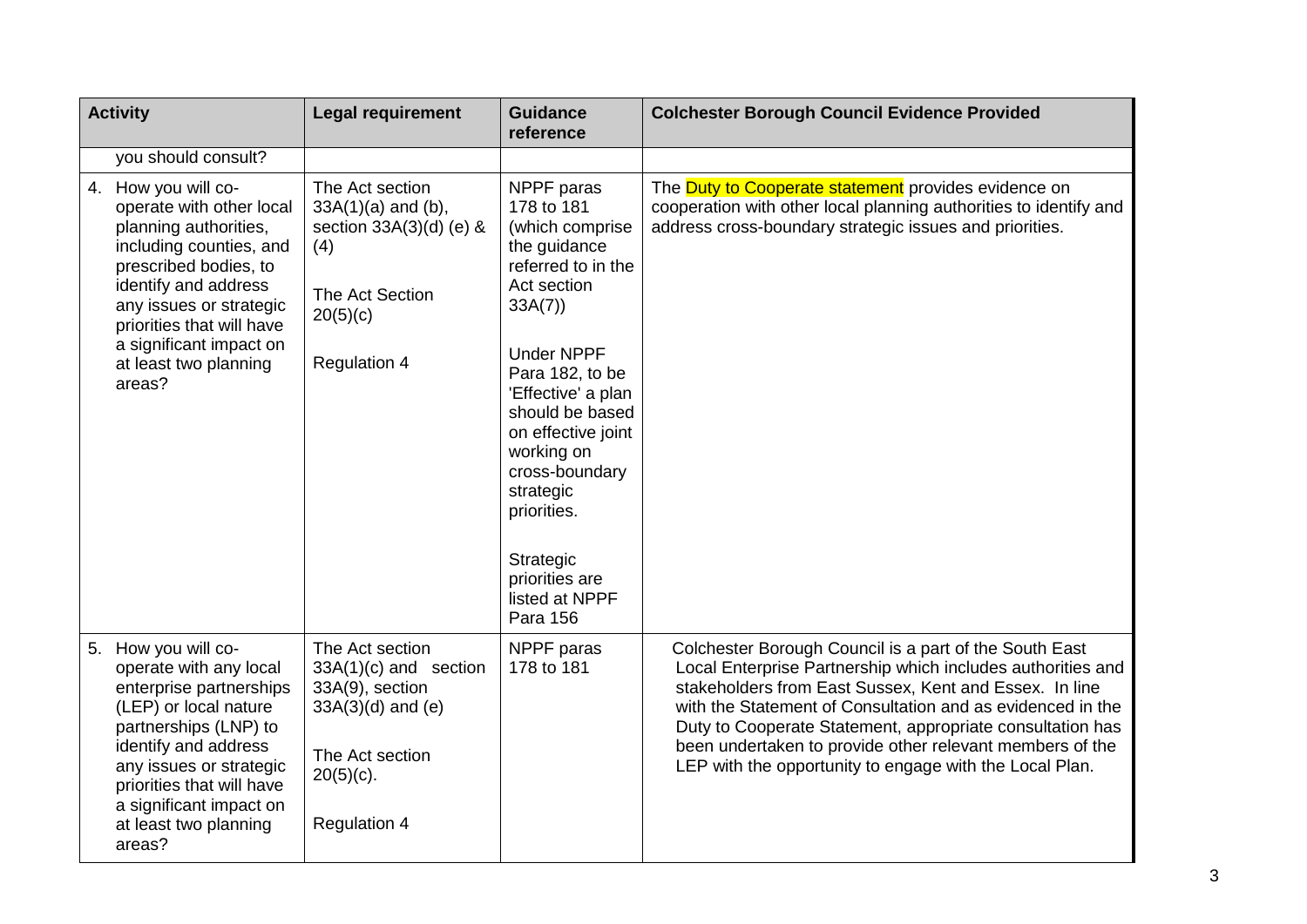| Activity | Legal requirement | Guidance reference | Colchester Borough Council Evidence Provided |
|---|---|---|---|
| you should consult? | | | |
| 4. How you will co-operate with other local planning authorities, including counties, and prescribed bodies, to identify and address any issues or strategic priorities that will have a significant impact on at least two planning areas? | The Act section 33A(1)(a) and (b), section 33A(3)(d) (e) & (4)<br><br>The Act Section 20(5)(c)<br><br>Regulation 4 | NPPF paras 178 to 181 (which comprise the guidance referred to in the Act section 33A(7))<br><br>Under NPPF Para 182, to be 'Effective' a plan should be based on effective joint working on cross-boundary strategic priorities.<br><br>Strategic priorities are listed at NPPF Para 156 | The Duty to Cooperate statement provides evidence on cooperation with other local planning authorities to identify and address cross-boundary strategic issues and priorities. |
| 5. How you will co-operate with any local enterprise partnerships (LEP) or local nature partnerships (LNP) to identify and address any issues or strategic priorities that will have a significant impact on at least two planning areas? | The Act section 33A(1)(c) and section 33A(9), section 33A(3)(d) and (e)<br><br>The Act section 20(5)(c).<br><br>Regulation 4 | NPPF paras 178 to 181 | Colchester Borough Council is a part of the South East Local Enterprise Partnership which includes authorities and stakeholders from East Sussex, Kent and Essex. In line with the Statement of Consultation and as evidenced in the Duty to Cooperate Statement, appropriate consultation has been undertaken to provide other relevant members of the LEP with the opportunity to engage with the Local Plan. |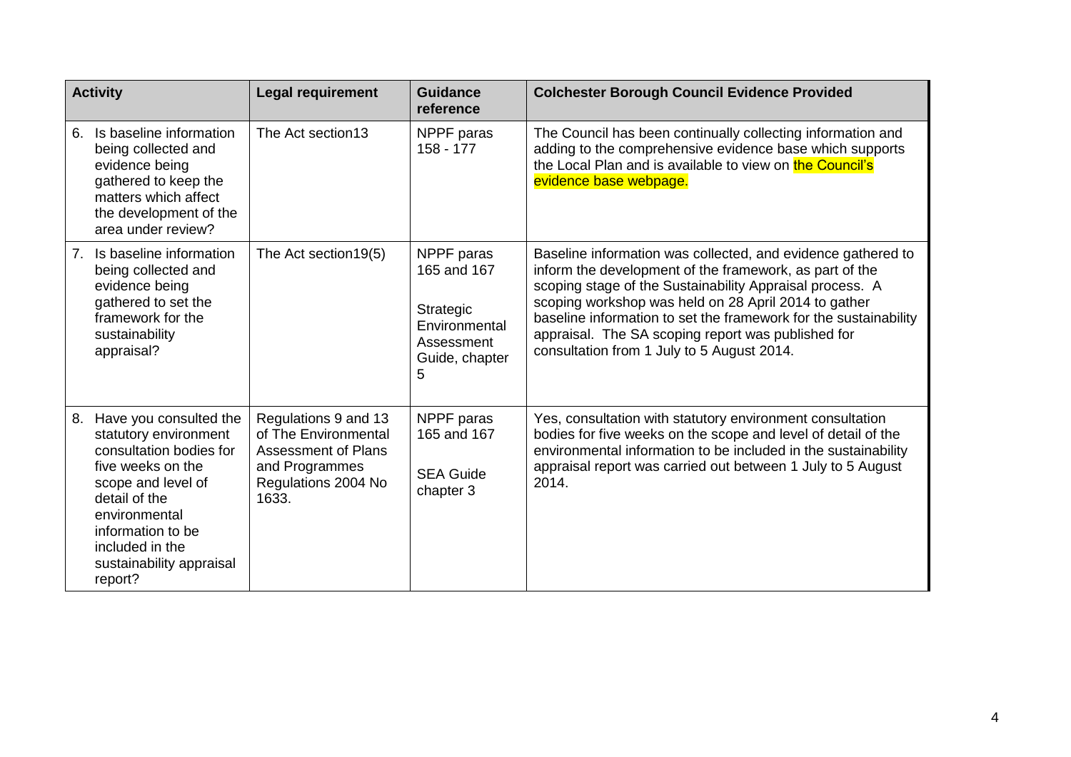| Activity | Legal requirement | Guidance reference | Colchester Borough Council Evidence Provided |
|---|---|---|---|
| 6. Is baseline information being collected and evidence being gathered to keep the matters which affect the development of the area under review? | The Act section13 | NPPF paras 158 - 177 | The Council has been continually collecting information and adding to the comprehensive evidence base which supports the Local Plan and is available to view on the Council's evidence base webpage. |
| 7. Is baseline information being collected and evidence being gathered to set the framework for the sustainability appraisal? | The Act section19(5) | NPPF paras 165 and 167<br><br>Strategic Environmental Assessment Guide, chapter 5 | Baseline information was collected, and evidence gathered to inform the development of the framework, as part of the scoping stage of the Sustainability Appraisal process. A scoping workshop was held on 28 April 2014 to gather baseline information to set the framework for the sustainability appraisal. The SA scoping report was published for consultation from 1 July to 5 August 2014. |
| 8. Have you consulted the statutory environment consultation bodies for five weeks on the scope and level of detail of the environmental information to be included in the sustainability appraisal report? | Regulations 9 and 13 of The Environmental Assessment of Plans and Programmes Regulations 2004 No 1633. | NPPF paras 165 and 167<br><br>SEA Guide chapter 3 | Yes, consultation with statutory environment consultation bodies for five weeks on the scope and level of detail of the environmental information to be included in the sustainability appraisal report was carried out between 1 July to 5 August 2014. |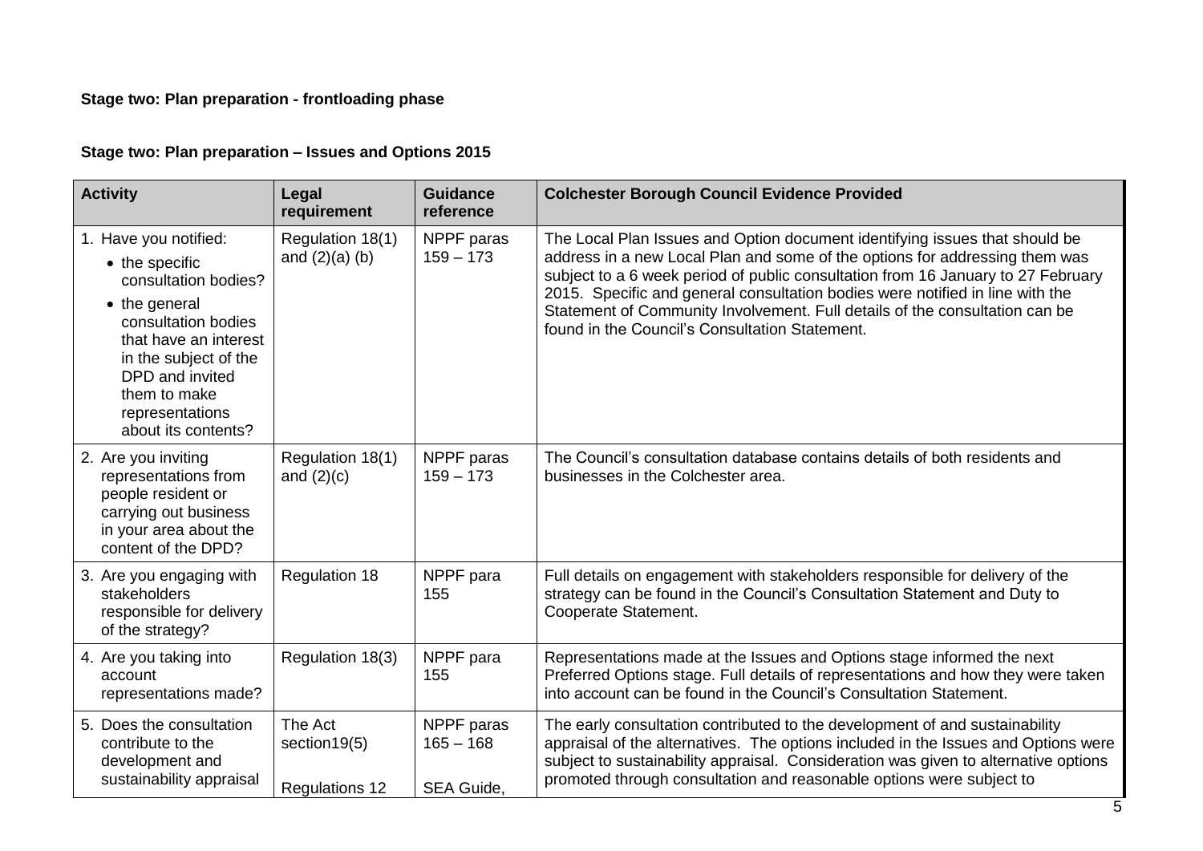**Stage two: Plan preparation - frontloading phase**

**Stage two: Plan preparation – Issues and Options 2015**

| Activity | Legal requirement | Guidance reference | Colchester Borough Council Evidence Provided |
|---|---|---|---|
| 1. Have you notified:<br>• the specific consultation bodies?<br>• the general consultation bodies that have an interest in the subject of the DPD and invited them to make representations about its contents? | Regulation 18(1) and (2)(a) (b) | NPPF paras 159 – 173 | The Local Plan Issues and Option document identifying issues that should be address in a new Local Plan and some of the options for addressing them was subject to a 6 week period of public consultation from 16 January to 27 February 2015. Specific and general consultation bodies were notified in line with the Statement of Community Involvement. Full details of the consultation can be found in the Council's Consultation Statement. |
| 2. Are you inviting representations from people resident or carrying out business in your area about the content of the DPD? | Regulation 18(1) and (2)(c) | NPPF paras 159 – 173 | The Council's consultation database contains details of both residents and businesses in the Colchester area. |
| 3. Are you engaging with stakeholders responsible for delivery of the strategy? | Regulation 18 | NPPF para 155 | Full details on engagement with stakeholders responsible for delivery of the strategy can be found in the Council's Consultation Statement and Duty to Cooperate Statement. |
| 4. Are you taking into account representations made? | Regulation 18(3) | NPPF para 155 | Representations made at the Issues and Options stage informed the next Preferred Options stage. Full details of representations and how they were taken into account can be found in the Council's Consultation Statement. |
| 5. Does the consultation contribute to the development and sustainability appraisal | The Act section19(5)<br><br>Regulations 12 | NPPF paras 165 – 168<br><br>SEA Guide, | The early consultation contributed to the development of and sustainability appraisal of the alternatives. The options included in the Issues and Options were subject to sustainability appraisal. Consideration was given to alternative options promoted through consultation and reasonable options were subject to |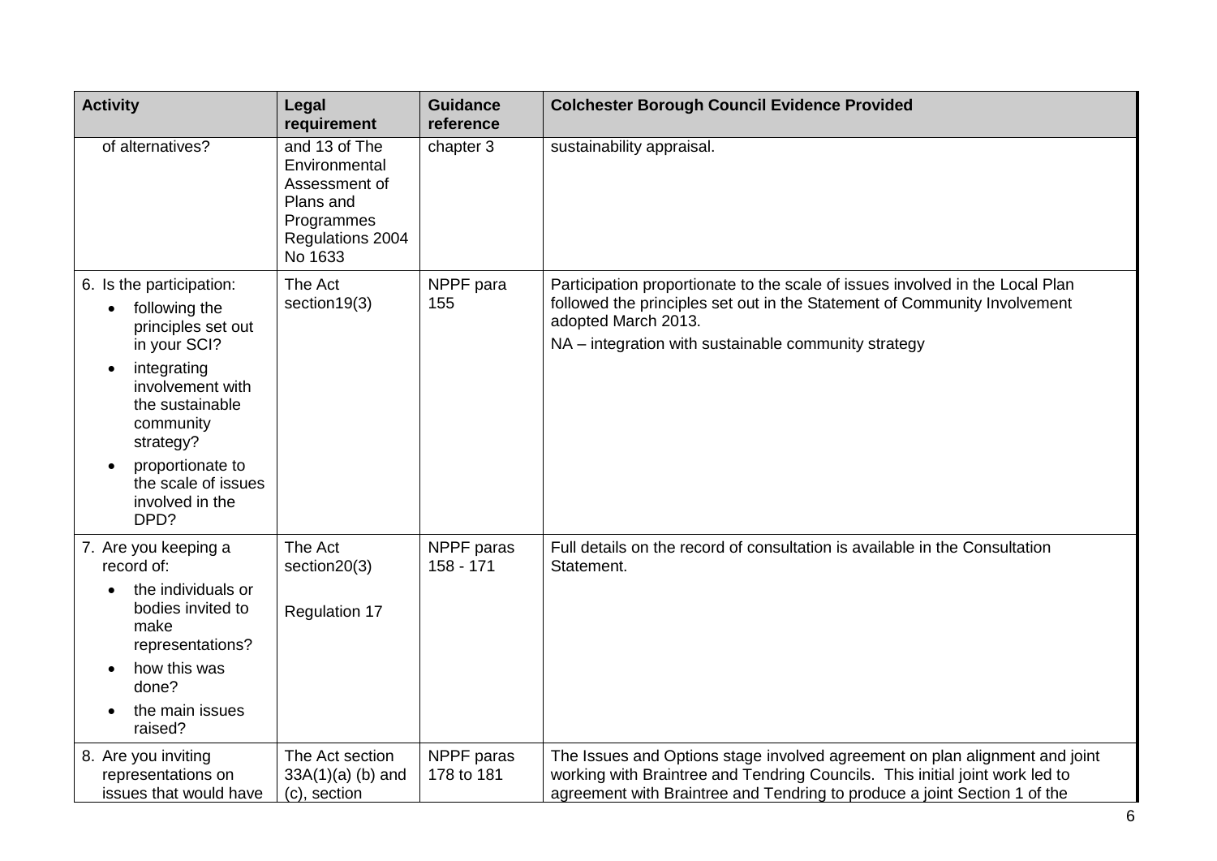| Activity | Legal requirement | Guidance reference | Colchester Borough Council Evidence Provided |
|---|---|---|---|
| of alternatives? | and 13 of The Environmental Assessment of Plans and Programmes Regulations 2004 No 1633 | chapter 3 | sustainability appraisal. |
| 6. Is the participation:<br>• following the principles set out in your SCI?<br>• integrating involvement with the sustainable community strategy?<br>• proportionate to the scale of issues involved in the DPD? | The Act section19(3) | NPPF para 155 | Participation proportionate to the scale of issues involved in the Local Plan followed the principles set out in the Statement of Community Involvement adopted March 2013.<br>NA – integration with sustainable community strategy |
| 7. Are you keeping a record of:<br>• the individuals or bodies invited to make representations?<br>• how this was done?<br>• the main issues raised? | The Act section20(3)<br><br>Regulation 17 | NPPF paras 158 - 171 | Full details on the record of consultation is available in the Consultation Statement. |
| 8. Are you inviting representations on issues that would have | The Act section 33A(1)(a) (b) and (c), section | NPPF paras 178 to 181 | The Issues and Options stage involved agreement on plan alignment and joint working with Braintree and Tendring Councils. This initial joint work led to agreement with Braintree and Tendring to produce a joint Section 1 of the |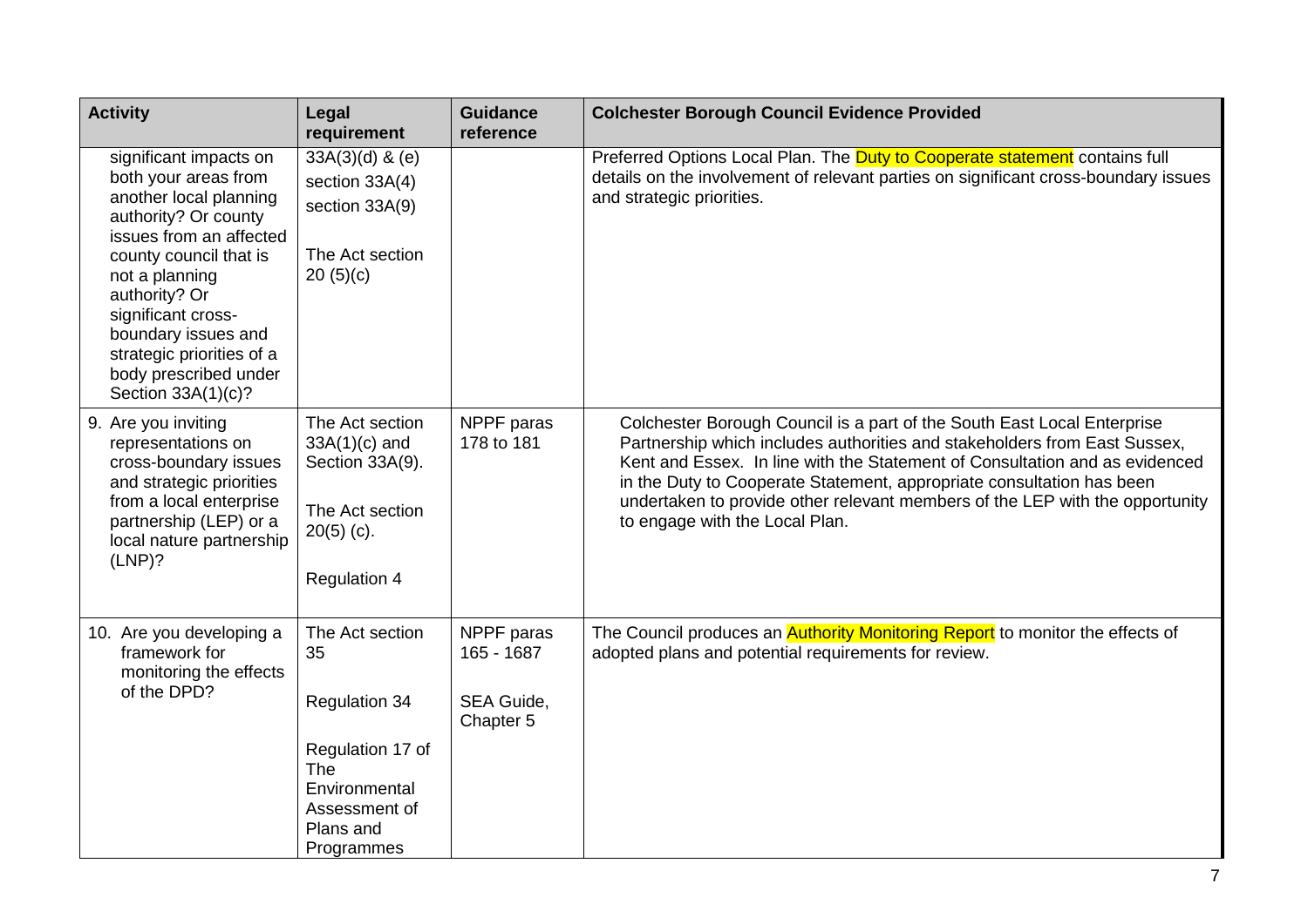| Activity | Legal requirement | Guidance reference | Colchester Borough Council Evidence Provided |
|---|---|---|---|
| significant impacts on both your areas from another local planning authority? Or county issues from an affected county council that is not a planning authority? Or significant cross-boundary issues and strategic priorities of a body prescribed under Section 33A(1)(c)? | 33A(3)(d) & (e) section 33A(4) section 33A(9)<br><br>The Act section 20 (5)(c) | | Preferred Options Local Plan. The Duty to Cooperate statement contains full details on the involvement of relevant parties on significant cross-boundary issues and strategic priorities. |
| 9. Are you inviting representations on cross-boundary issues and strategic priorities from a local enterprise partnership (LEP) or a local nature partnership (LNP)? | The Act section 33A(1)(c) and Section 33A(9).<br><br>The Act section 20(5) (c).<br><br>Regulation 4 | NPPF paras 178 to 181 | Colchester Borough Council is a part of the South East Local Enterprise Partnership which includes authorities and stakeholders from East Sussex, Kent and Essex. In line with the Statement of Consultation and as evidenced in the Duty to Cooperate Statement, appropriate consultation has been undertaken to provide other relevant members of the LEP with the opportunity to engage with the Local Plan. |
| 10. Are you developing a framework for monitoring the effects of the DPD? | The Act section 35<br><br>Regulation 34<br><br>Regulation 17 of The Environmental Assessment of Plans and Programmes | NPPF paras 165 - 1687<br><br>SEA Guide, Chapter 5 | The Council produces an Authority Monitoring Report to monitor the effects of adopted plans and potential requirements for review. |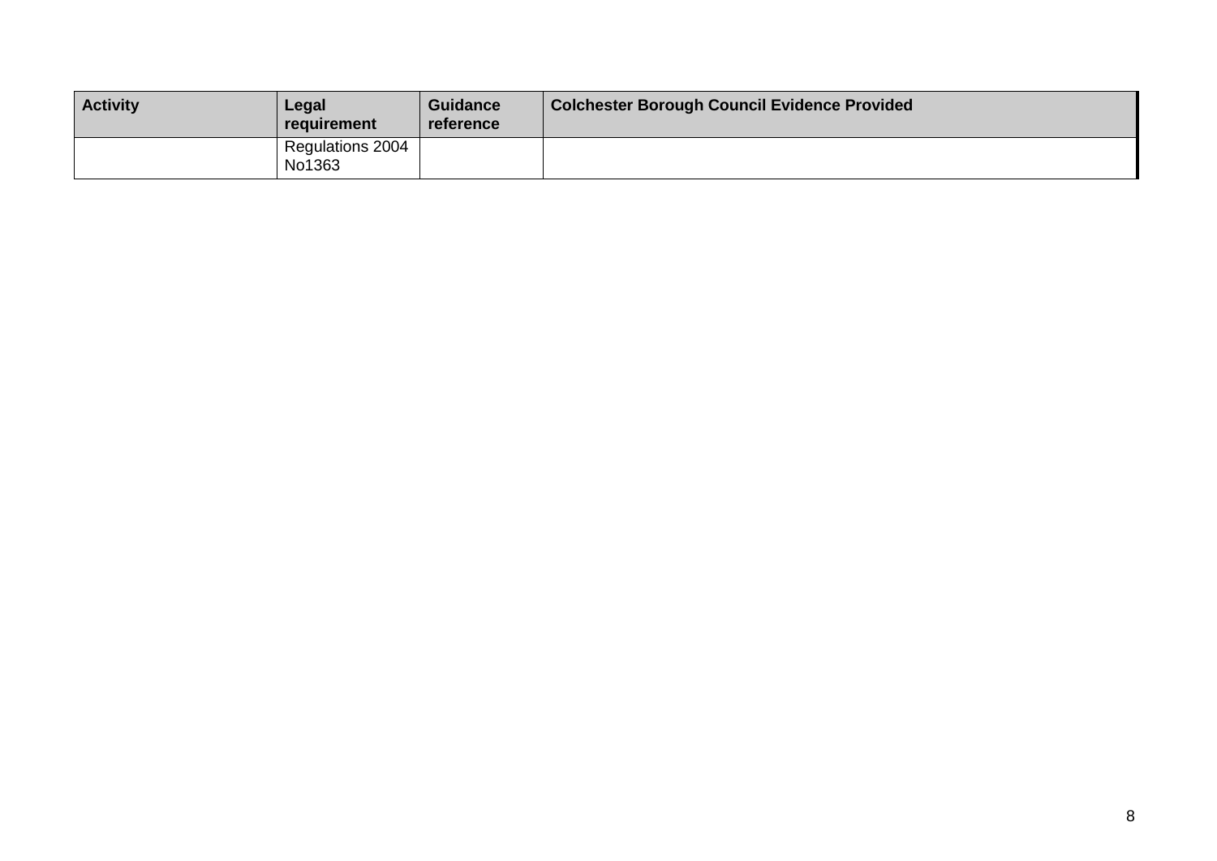| Activity | Legal requirement | Guidance reference | Colchester Borough Council Evidence Provided |
| --- | --- | --- | --- |
| | Regulations 2004 No1363 | | |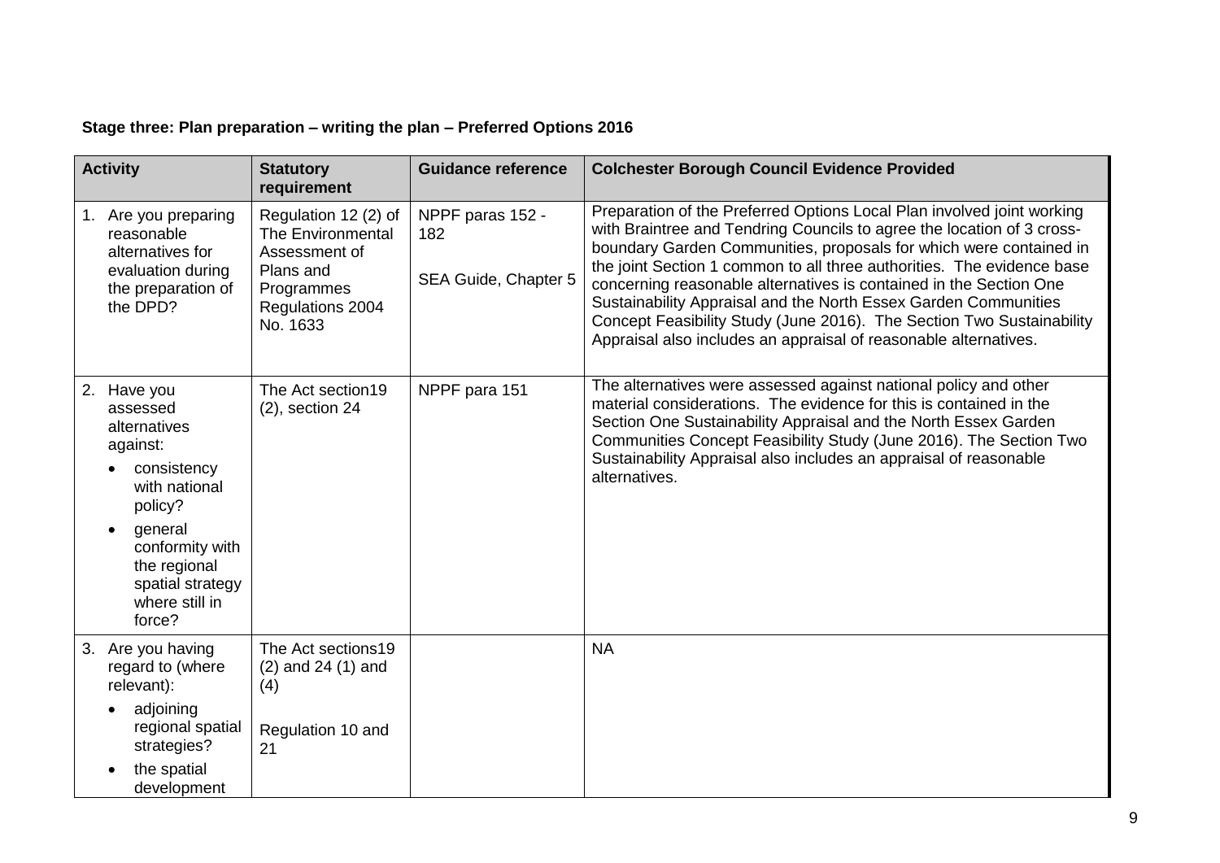**Stage three: Plan preparation – writing the plan – Preferred Options 2016**

| Activity | Statutory requirement | Guidance reference | Colchester Borough Council Evidence Provided |
|---|---|---|---|
| 1. Are you preparing reasonable alternatives for evaluation during the preparation of the DPD? | Regulation 12 (2) of The Environmental Assessment of Plans and Programmes Regulations 2004 No. 1633 | NPPF paras 152 - 182<br><br>SEA Guide, Chapter 5 | Preparation of the Preferred Options Local Plan involved joint working with Braintree and Tendring Councils to agree the location of 3 cross-boundary Garden Communities, proposals for which were contained in the joint Section 1 common to all three authorities. The evidence base concerning reasonable alternatives is contained in the Section One Sustainability Appraisal and the North Essex Garden Communities Concept Feasibility Study (June 2016). The Section Two Sustainability Appraisal also includes an appraisal of reasonable alternatives. |
| 2. Have you assessed alternatives against:<br>• consistency with national policy?<br>• general conformity with the regional spatial strategy where still in force? | The Act section19 (2), section 24 | NPPF para 151 | The alternatives were assessed against national policy and other material considerations. The evidence for this is contained in the Section One Sustainability Appraisal and the North Essex Garden Communities Concept Feasibility Study (June 2016). The Section Two Sustainability Appraisal also includes an appraisal of reasonable alternatives. |
| 3. Are you having regard to (where relevant):<br>• adjoining regional spatial strategies?<br>• the spatial development | The Act sections19 (2) and 24 (1) and (4)<br><br>Regulation 10 and 21 | | NA |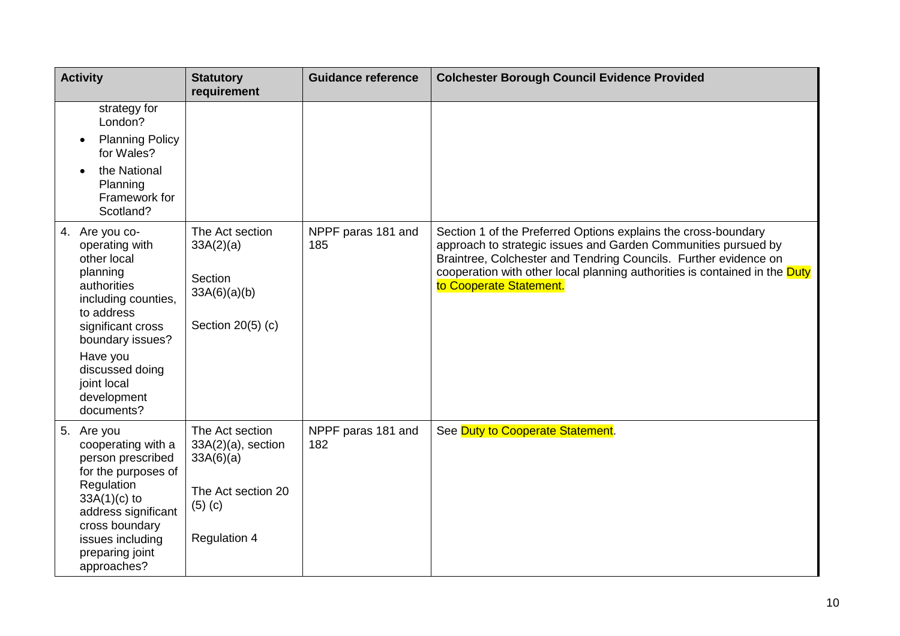| Activity | Statutory requirement | Guidance reference | Colchester Borough Council Evidence Provided |
|---|---|---|---|
| strategy for London?<br>• Planning Policy for Wales?<br>• the National Planning Framework for Scotland? | | | |
| 4. Are you co-operating with other local planning authorities including counties, to address significant cross boundary issues? Have you discussed doing joint local development documents? | The Act section 33A(2)(a)<br><br>Section 33A(6)(a)(b)<br><br>Section 20(5) (c) | NPPF paras 181 and 185 | Section 1 of the Preferred Options explains the cross-boundary approach to strategic issues and Garden Communities pursued by Braintree, Colchester and Tendring Councils. Further evidence on cooperation with other local planning authorities is contained in the Duty to Cooperate Statement. |
| 5. Are you cooperating with a person prescribed for the purposes of Regulation 33A(1)(c) to address significant cross boundary issues including preparing joint approaches? | The Act section 33A(2)(a), section 33A(6)(a)<br><br>The Act section 20 (5) (c)<br><br>Regulation 4 | NPPF paras 181 and 182 | See Duty to Cooperate Statement. |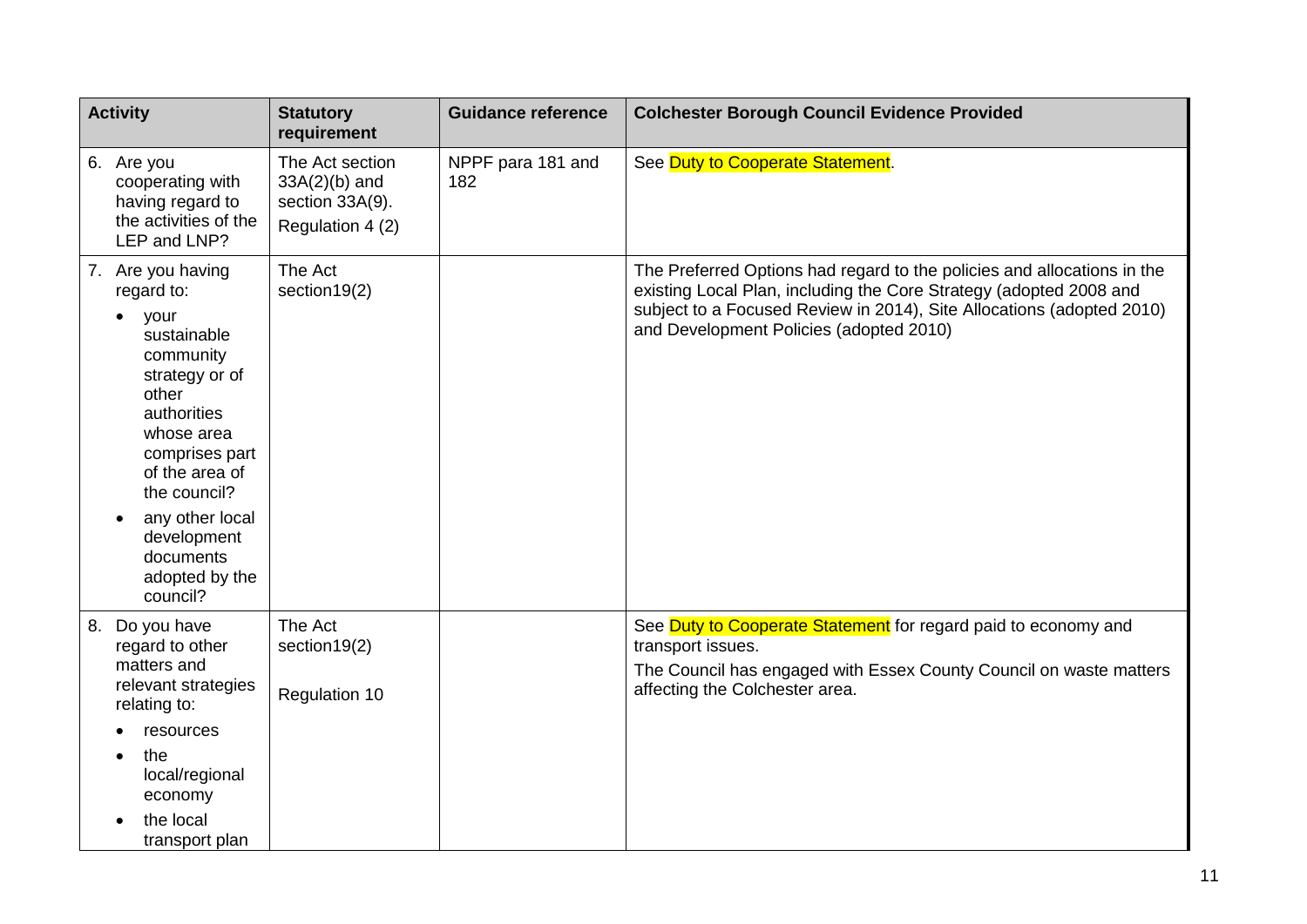| Activity | Statutory requirement | Guidance reference | Colchester Borough Council Evidence Provided |
| --- | --- | --- | --- |
| 6. Are you cooperating with having regard to the activities of the LEP and LNP? | The Act section 33A(2)(b) and section 33A(9). Regulation 4 (2) | NPPF para 181 and 182 | See Duty to Cooperate Statement. |
| 7. Are you having regard to: <br>• your sustainable community strategy or of other authorities whose area comprises part of the area of the council? <br>• any other local development documents adopted by the council? | The Act section19(2) | | The Preferred Options had regard to the policies and allocations in the existing Local Plan, including the Core Strategy (adopted 2008 and subject to a Focused Review in 2014), Site Allocations (adopted 2010) and Development Policies (adopted 2010) |
| 8. Do you have regard to other matters and relevant strategies relating to: <br>• resources <br>• the local/regional economy <br>• the local transport plan | The Act section19(2) <br><br>Regulation 10 | | See Duty to Cooperate Statement for regard paid to economy and transport issues. <br>The Council has engaged with Essex County Council on waste matters affecting the Colchester area. |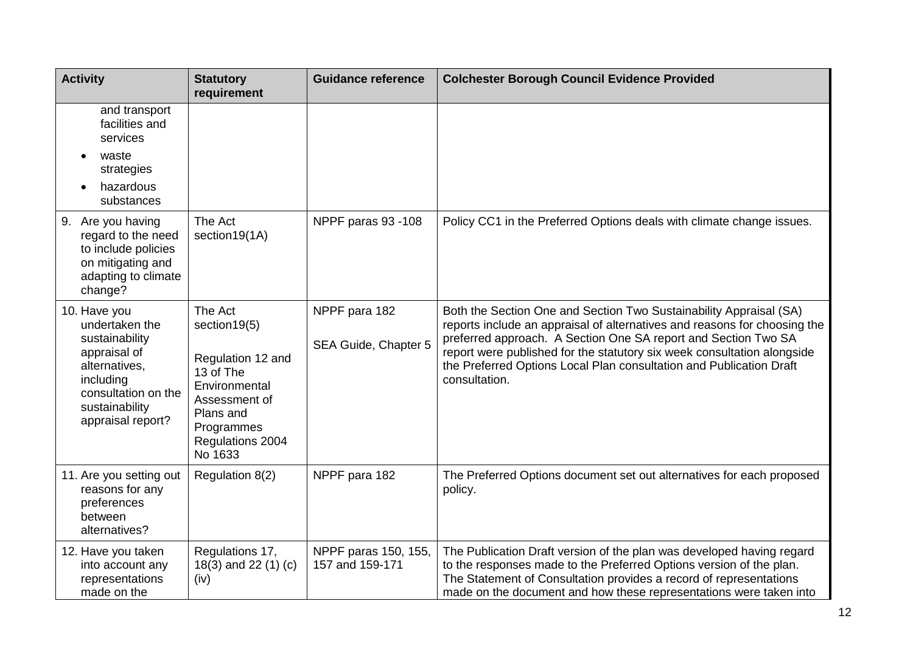| Activity | Statutory requirement | Guidance reference | Colchester Borough Council Evidence Provided |
|---|---|---|---|
| and transport facilities and services<br>• waste strategies<br>• hazardous substances | | | |
| 9. Are you having regard to the need to include policies on mitigating and adapting to climate change? | The Act section19(1A) | NPPF paras 93 -108 | Policy CC1 in the Preferred Options deals with climate change issues. |
| 10. Have you undertaken the sustainability appraisal of alternatives, including consultation on the sustainability appraisal report? | The Act section19(5)<br><br>Regulation 12 and 13 of The Environmental Assessment of Plans and Programmes Regulations 2004 No 1633 | NPPF para 182<br><br>SEA Guide, Chapter 5 | Both the Section One and Section Two Sustainability Appraisal (SA) reports include an appraisal of alternatives and reasons for choosing the preferred approach. A Section One SA report and Section Two SA report were published for the statutory six week consultation alongside the Preferred Options Local Plan consultation and Publication Draft consultation. |
| 11. Are you setting out reasons for any preferences between alternatives? | Regulation 8(2) | NPPF para 182 | The Preferred Options document set out alternatives for each proposed policy. |
| 12. Have you taken into account any representations made on the | Regulations 17, 18(3) and 22 (1) (c) (iv) | NPPF paras 150, 155, 157 and 159-171 | The Publication Draft version of the plan was developed having regard to the responses made to the Preferred Options version of the plan. The Statement of Consultation provides a record of representations made on the document and how these representations were taken into |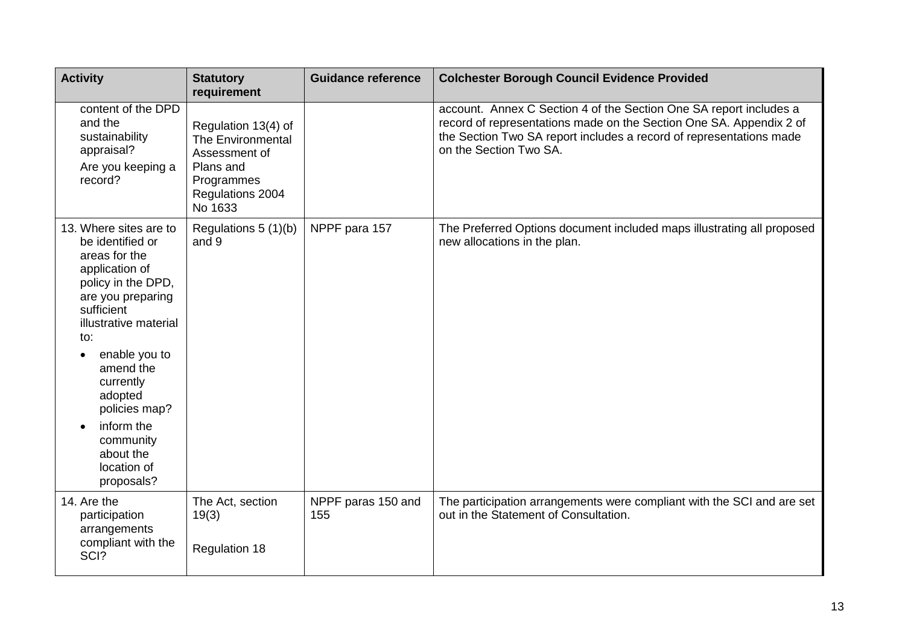| Activity | Statutory requirement | Guidance reference | Colchester Borough Council Evidence Provided |
| --- | --- | --- | --- |
| content of the DPD and the sustainability appraisal?<br>Are you keeping a record? | Regulation 13(4) of The Environmental Assessment of Plans and Programmes Regulations 2004 No 1633 | | account. Annex C Section 4 of the Section One SA report includes a record of representations made on the Section One SA. Appendix 2 of the Section Two SA report includes a record of representations made on the Section Two SA. |
| 13. Where sites are to be identified or areas for the application of policy in the DPD, are you preparing sufficient illustrative material to:<br>• enable you to amend the currently adopted policies map?<br>• inform the community about the location of proposals? | Regulations 5 (1)(b) and 9 | NPPF para 157 | The Preferred Options document included maps illustrating all proposed new allocations in the plan. |
| 14. Are the participation arrangements compliant with the SCI? | The Act, section 19(3)<br><br>Regulation 18 | NPPF paras 150 and 155 | The participation arrangements were compliant with the SCI and are set out in the Statement of Consultation. |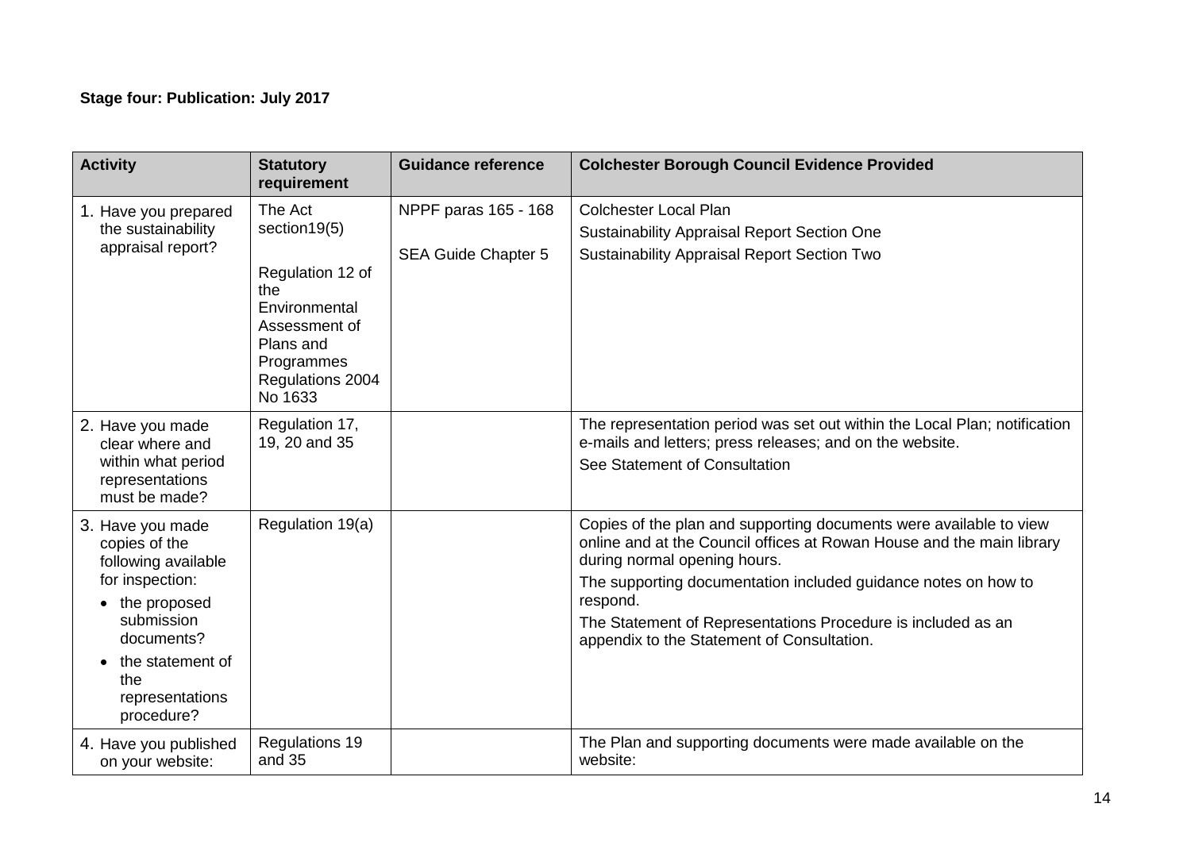**Stage four: Publication: July 2017**

| Activity | Statutory requirement | Guidance reference | Colchester Borough Council Evidence Provided |
|---|---|---|---|
| 1. Have you prepared the sustainability appraisal report? | The Act section19(5)<br><br>Regulation 12 of the Environmental Assessment of Plans and Programmes Regulations 2004 No 1633 | NPPF paras 165 - 168<br><br>SEA Guide Chapter 5 | Colchester Local Plan<br>Sustainability Appraisal Report Section One<br>Sustainability Appraisal Report Section Two |
| 2. Have you made clear where and within what period representations must be made? | Regulation 17, 19, 20 and 35 | | The representation period was set out within the Local Plan; notification e-mails and letters; press releases; and on the website.<br>See Statement of Consultation |
| 3. Have you made copies of the following available for inspection:<br>• the proposed submission documents?<br>• the statement of the representations procedure? | Regulation 19(a) | | Copies of the plan and supporting documents were available to view online and at the Council offices at Rowan House and the main library during normal opening hours.<br>The supporting documentation included guidance notes on how to respond.<br>The Statement of Representations Procedure is included as an appendix to the Statement of Consultation. |
| 4. Have you published on your website: | Regulations 19 and 35 | | The Plan and supporting documents were made available on the website: |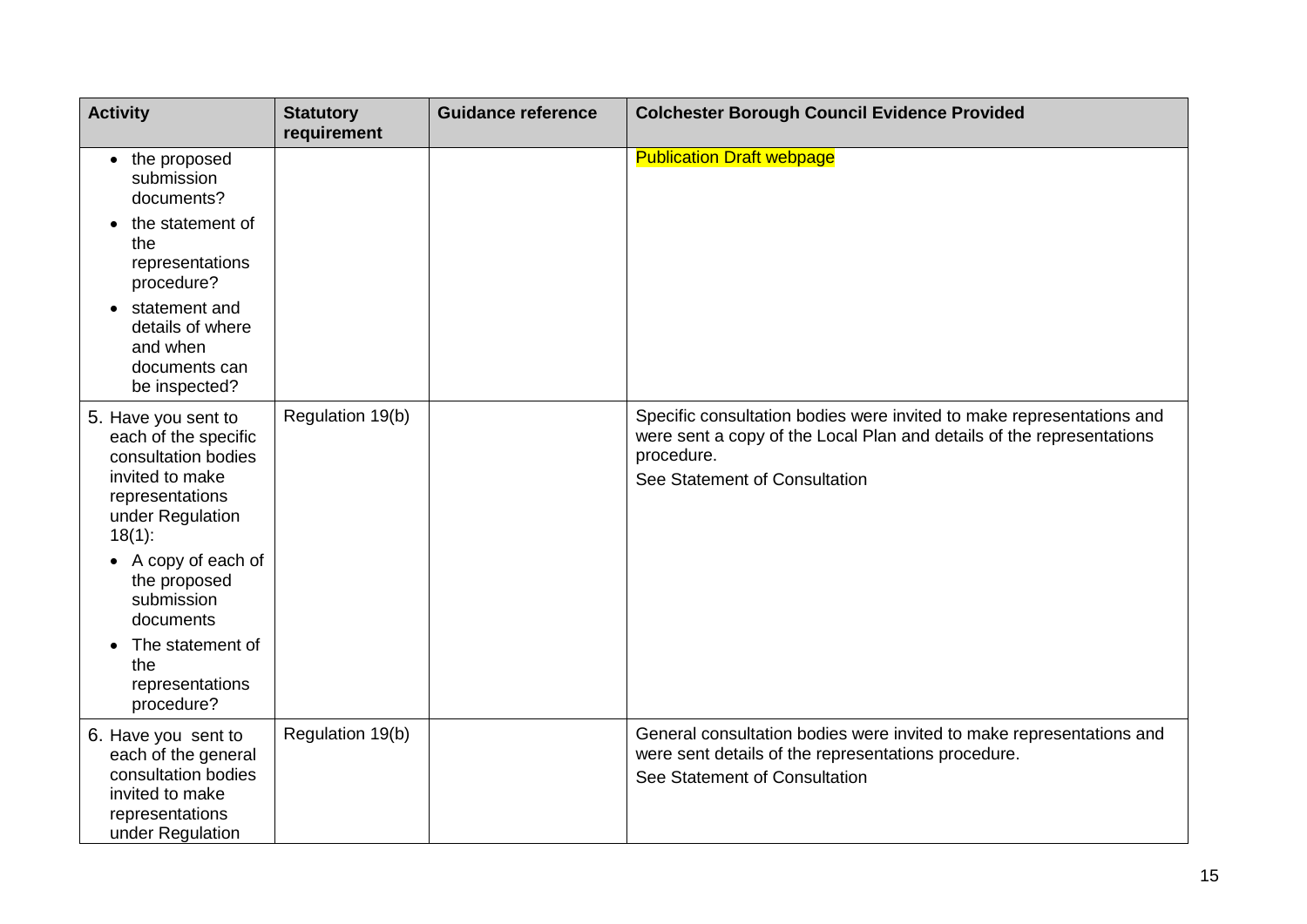| Activity | Statutory requirement | Guidance reference | Colchester Borough Council Evidence Provided |
| --- | --- | --- | --- |
| • the proposed submission documents?<br>• the statement of the representations procedure?<br>• statement and details of where and when documents can be inspected? | | | Publication Draft webpage |
| 5. Have you sent to each of the specific consultation bodies invited to make representations under Regulation 18(1):<br>• A copy of each of the proposed submission documents<br>• The statement of the representations procedure? | Regulation 19(b) | | Specific consultation bodies were invited to make representations and were sent a copy of the Local Plan and details of the representations procedure.<br>See Statement of Consultation |
| 6. Have you sent to each of the general consultation bodies invited to make representations under Regulation | Regulation 19(b) | | General consultation bodies were invited to make representations and were sent details of the representations procedure.<br>See Statement of Consultation |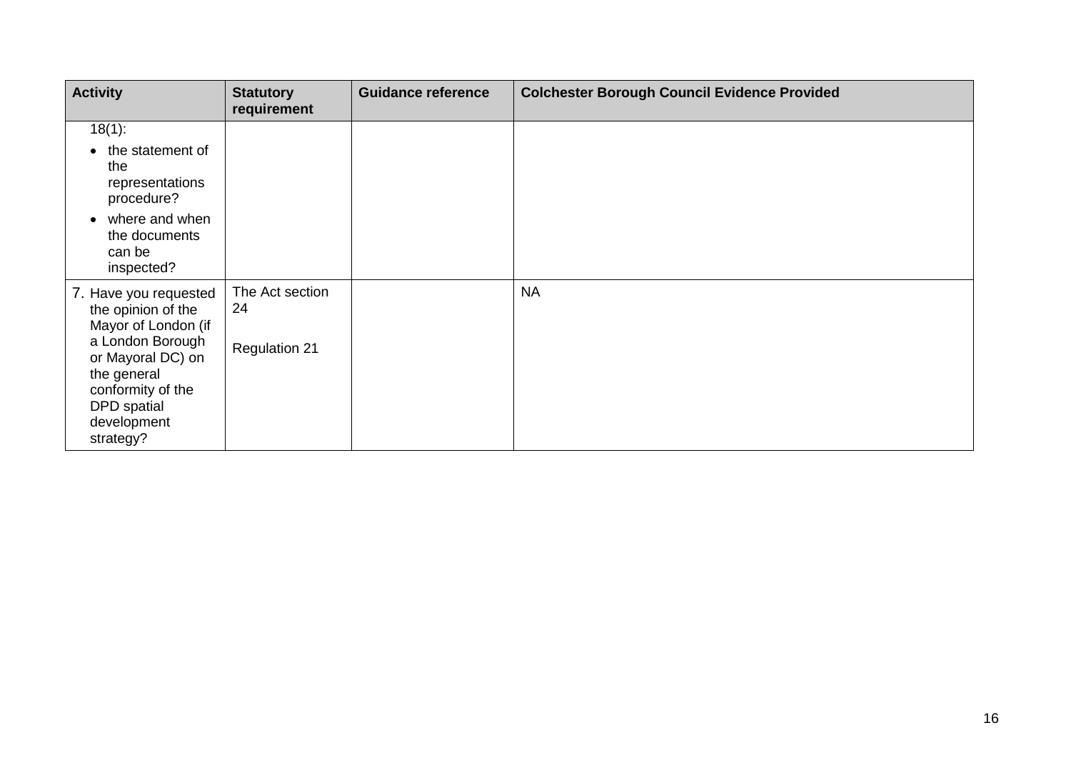| Activity | Statutory requirement | Guidance reference | Colchester Borough Council Evidence Provided |
| --- | --- | --- | --- |
| 18(1):<br>• the statement of the representations procedure?<br>• where and when the documents can be inspected? | | | |
| 7. Have you requested the opinion of the Mayor of London (if a London Borough or Mayoral DC) on the general conformity of the DPD spatial development strategy? | The Act section 24<br><br>Regulation 21 | | NA |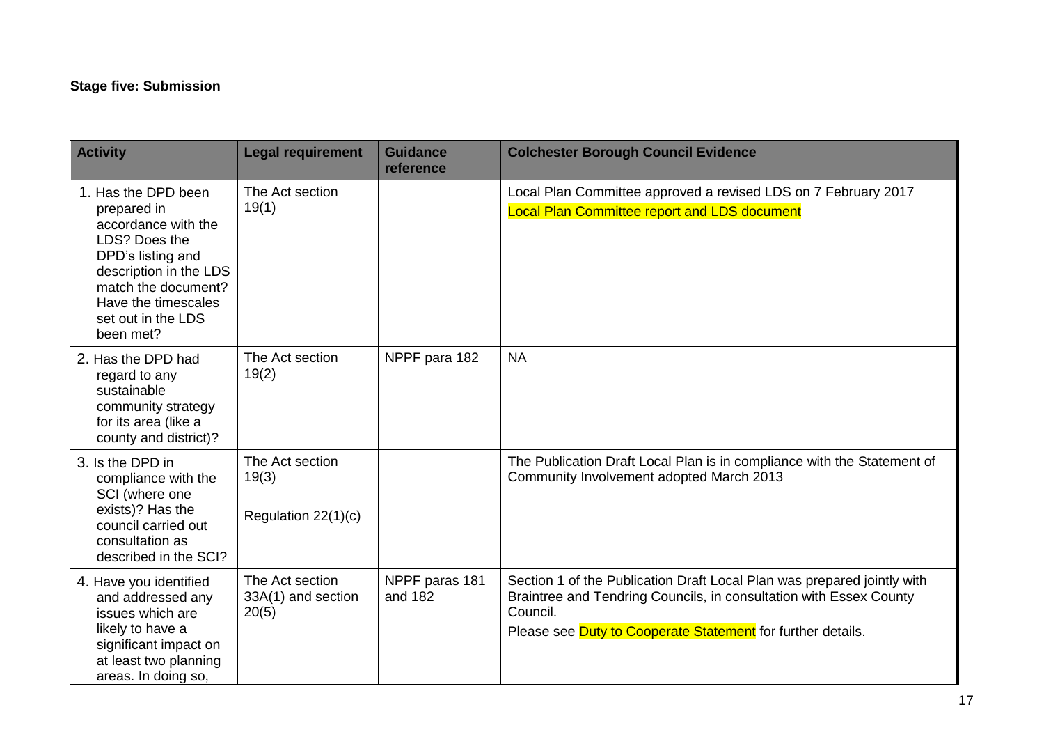**Stage five: Submission**

| Activity | Legal requirement | Guidance reference | Colchester Borough Council Evidence |
|---|---|---|---|
| 1. Has the DPD been prepared in accordance with the LDS? Does the DPD's listing and description in the LDS match the document? Have the timescales set out in the LDS been met? | The Act section 19(1) | | Local Plan Committee approved a revised LDS on 7 February 2017<br>Local Plan Committee report and LDS document |
| 2. Has the DPD had regard to any sustainable community strategy for its area (like a county and district)? | The Act section 19(2) | NPPF para 182 | NA |
| 3. Is the DPD in compliance with the SCI (where one exists)? Has the council carried out consultation as described in the SCI? | The Act section 19(3)<br><br>Regulation 22(1)(c) | | The Publication Draft Local Plan is in compliance with the Statement of Community Involvement adopted March 2013 |
| 4. Have you identified and addressed any issues which are likely to have a significant impact on at least two planning areas. In doing so, | The Act section 33A(1) and section 20(5) | NPPF paras 181 and 182 | Section 1 of the Publication Draft Local Plan was prepared jointly with Braintree and Tendring Councils, in consultation with Essex County Council.<br>Please see Duty to Cooperate Statement for further details. |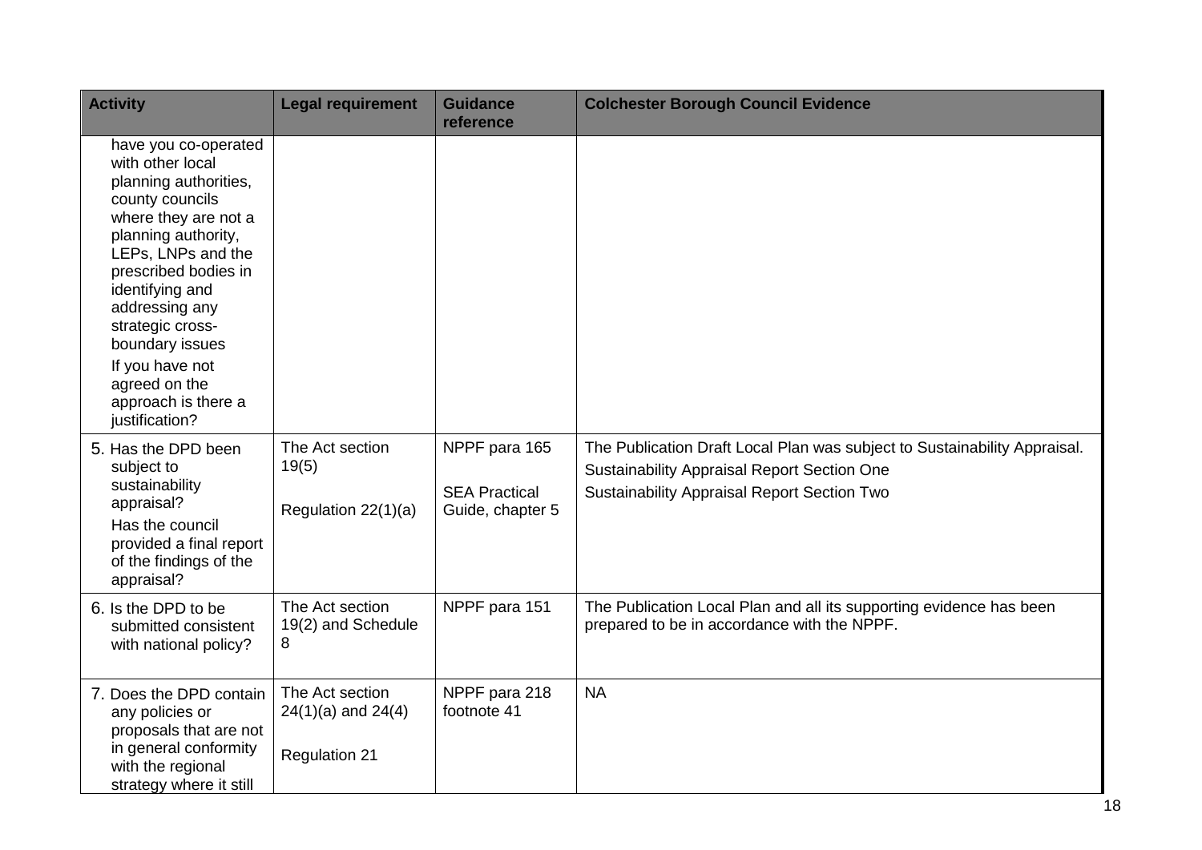| Activity | Legal requirement | Guidance reference | Colchester Borough Council Evidence |
|---|---|---|---|
| have you co-operated with other local planning authorities, county councils where they are not a planning authority, LEPs, LNPs and the prescribed bodies in identifying and addressing any strategic cross-boundary issues<br>If you have not agreed on the approach is there a justification? | | | |
| 5. Has the DPD been subject to sustainability appraisal?<br>Has the council provided a final report of the findings of the appraisal? | The Act section 19(5)<br><br>Regulation 22(1)(a) | NPPF para 165<br><br>SEA Practical Guide, chapter 5 | The Publication Draft Local Plan was subject to Sustainability Appraisal.<br>Sustainability Appraisal Report Section One<br>Sustainability Appraisal Report Section Two |
| 6. Is the DPD to be submitted consistent with national policy? | The Act section 19(2) and Schedule 8 | NPPF para 151 | The Publication Local Plan and all its supporting evidence has been prepared to be in accordance with the NPPF. |
| 7. Does the DPD contain any policies or proposals that are not in general conformity with the regional strategy where it still | The Act section 24(1)(a) and 24(4)<br><br>Regulation 21 | NPPF para 218 footnote 41 | NA |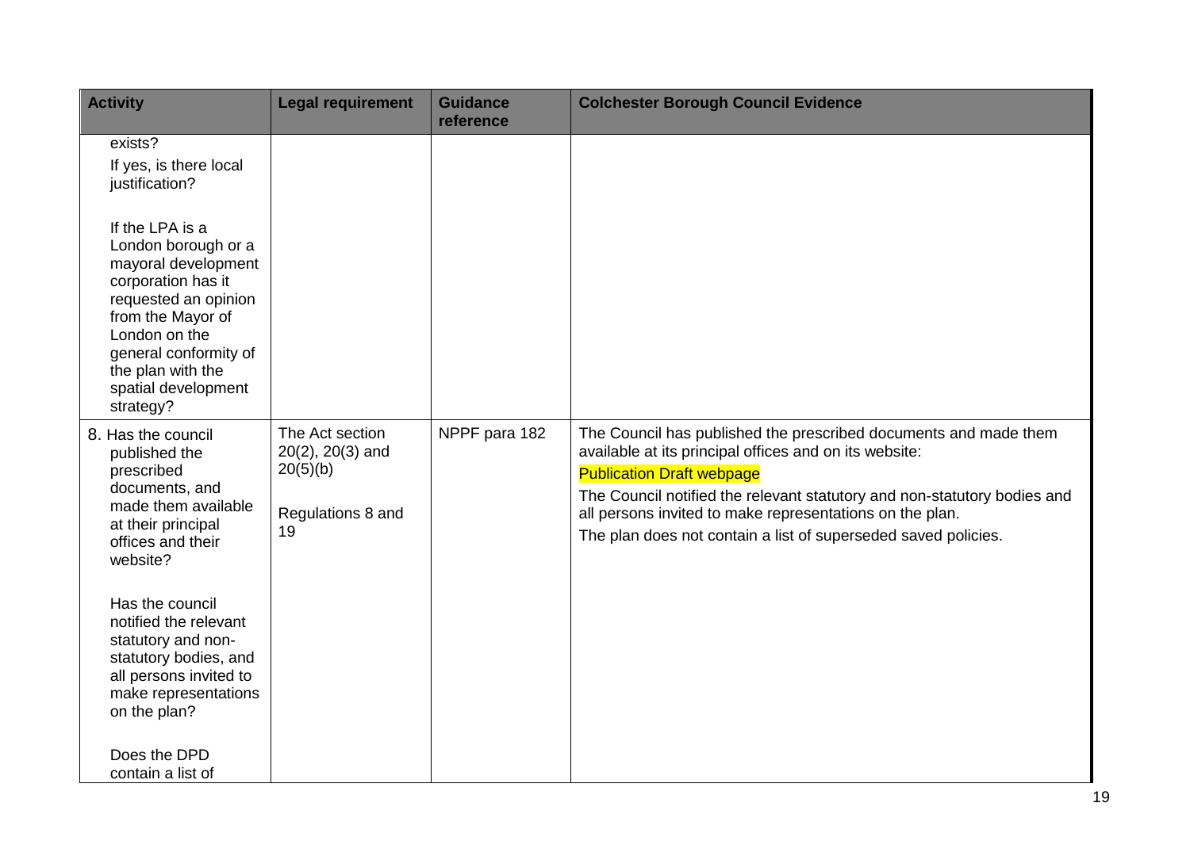| Activity | Legal requirement | Guidance reference | Colchester Borough Council Evidence |
|---|---|---|---|
| exists?<br>If yes, is there local justification?<br><br>If the LPA is a London borough or a mayoral development corporation has it requested an opinion from the Mayor of London on the general conformity of the plan with the spatial development strategy? | | | |
| 8. Has the council published the prescribed documents, and made them available at their principal offices and their website?<br><br>Has the council notified the relevant statutory and non-statutory bodies, and all persons invited to make representations on the plan?<br><br>Does the DPD contain a list of | The Act section 20(2), 20(3) and 20(5)(b)<br><br>Regulations 8 and 19 | NPPF para 182 | The Council has published the prescribed documents and made them available at its principal offices and on its website:<br>Publication Draft webpage<br>The Council notified the relevant statutory and non-statutory bodies and all persons invited to make representations on the plan.<br>The plan does not contain a list of superseded saved policies. |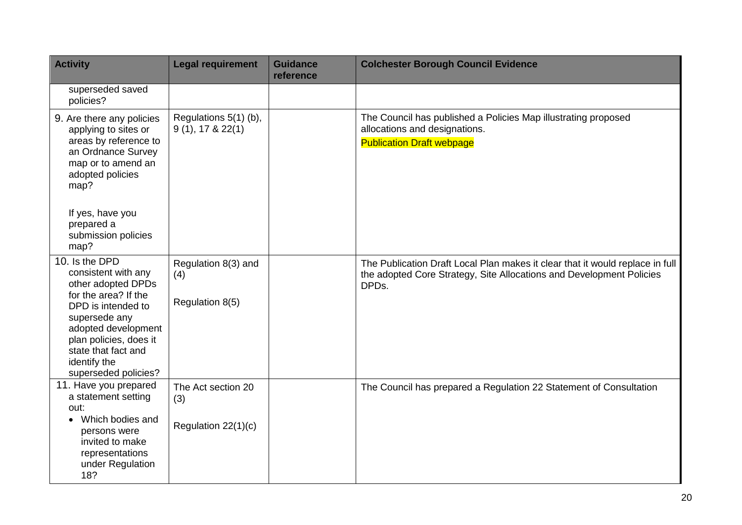| Activity | Legal requirement | Guidance reference | Colchester Borough Council Evidence |
| --- | --- | --- | --- |
| superseded saved policies? | | | |
| 9. Are there any policies applying to sites or areas by reference to an Ordnance Survey map or to amend an adopted policies map?<br><br>If yes, have you prepared a submission policies map? | Regulations 5(1) (b), 9 (1), 17 & 22(1) | | The Council has published a Policies Map illustrating proposed allocations and designations.<br>Publication Draft webpage |
| 10. Is the DPD consistent with any other adopted DPDs for the area? If the DPD is intended to supersede any adopted development plan policies, does it state that fact and identify the superseded policies? | Regulation 8(3) and (4)<br><br>Regulation 8(5) | | The Publication Draft Local Plan makes it clear that it would replace in full the adopted Core Strategy, Site Allocations and Development Policies DPDs. |
| 11. Have you prepared a statement setting out:<br>• Which bodies and persons were invited to make representations under Regulation 18? | The Act section 20 (3)<br><br>Regulation 22(1)(c) | | The Council has prepared a Regulation 22 Statement of Consultation |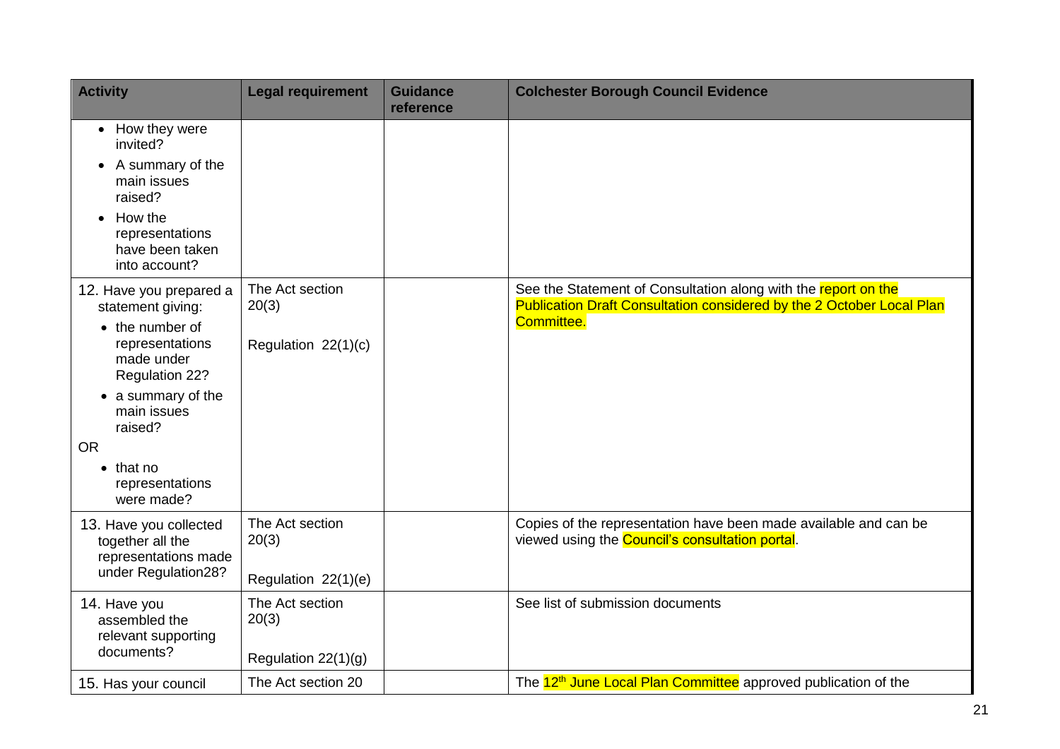| Activity | Legal requirement | Guidance reference | Colchester Borough Council Evidence |
| --- | --- | --- | --- |
| • How they were invited?<br>• A summary of the main issues raised?<br>• How the representations have been taken into account? | | | |
| 12. Have you prepared a statement giving:<br>• the number of representations made under Regulation 22?<br>• a summary of the main issues raised?<br>OR<br>• that no representations were made? | The Act section 20(3)<br><br>Regulation 22(1)(c) | | See the Statement of Consultation along with the report on the Publication Draft Consultation considered by the 2 October Local Plan Committee. |
| 13. Have you collected together all the representations made under Regulation28? | The Act section 20(3)<br><br>Regulation 22(1)(e) | | Copies of the representation have been made available and can be viewed using the Council's consultation portal. |
| 14. Have you assembled the relevant supporting documents? | The Act section 20(3)<br><br>Regulation 22(1)(g) | | See list of submission documents |
| 15. Has your council | The Act section 20 | | The 12th June Local Plan Committee approved publication of the |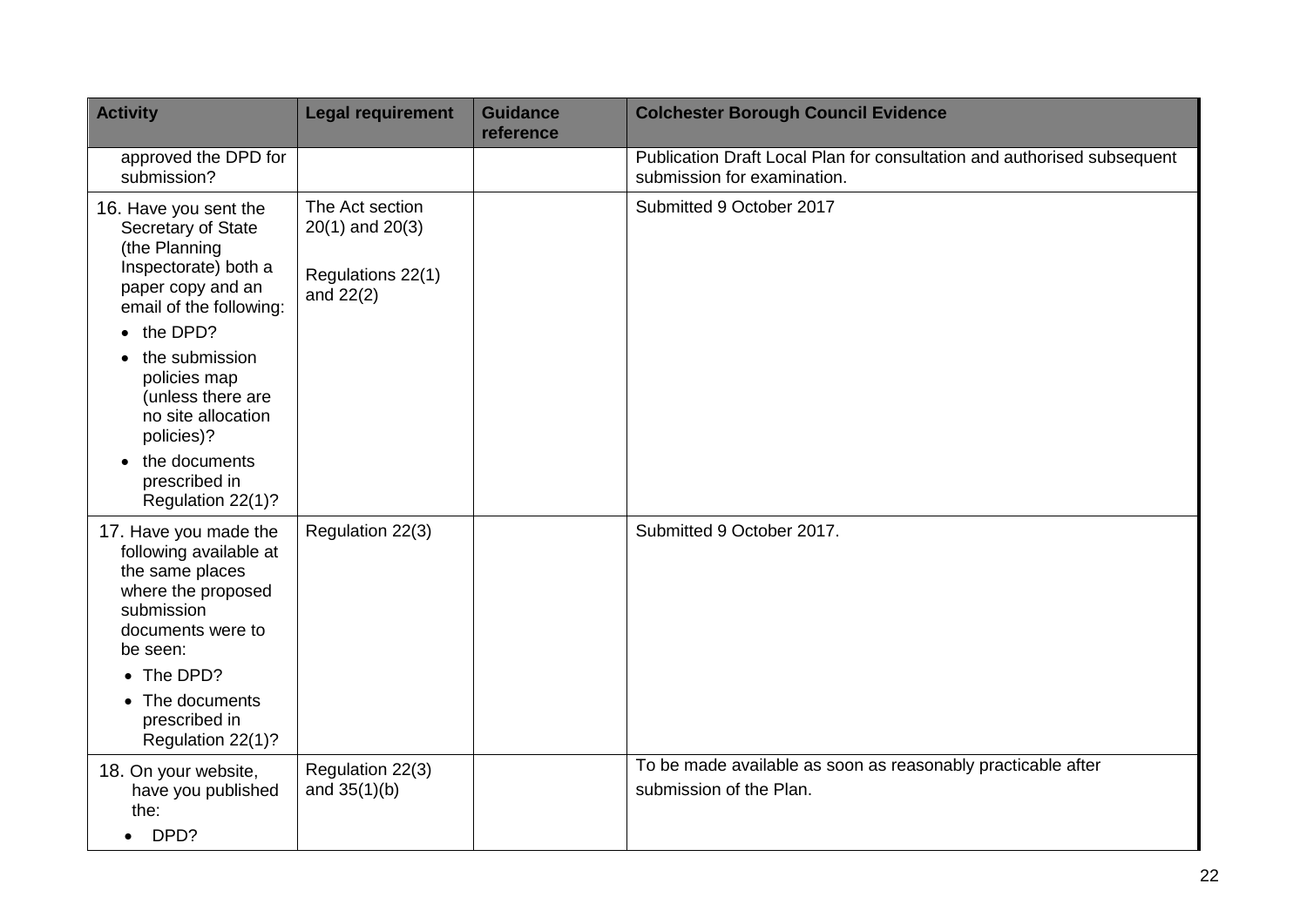| Activity | Legal requirement | Guidance reference | Colchester Borough Council Evidence |
| --- | --- | --- | --- |
| approved the DPD for submission? | | | Publication Draft Local Plan for consultation and authorised subsequent submission for examination. |
| 16. Have you sent the Secretary of State (the Planning Inspectorate) both a paper copy and an email of the following:<br>• the DPD?<br>• the submission policies map (unless there are no site allocation policies)?<br>• the documents prescribed in Regulation 22(1)? | The Act section 20(1) and 20(3)<br><br>Regulations 22(1) and 22(2) | | Submitted 9 October 2017 |
| 17. Have you made the following available at the same places where the proposed submission documents were to be seen:<br>• The DPD?<br>• The documents prescribed in Regulation 22(1)? | Regulation 22(3) | | Submitted 9 October 2017. |
| 18. On your website, have you published the:<br>• DPD? | Regulation 22(3) and 35(1)(b) | | To be made available as soon as reasonably practicable after submission of the Plan. |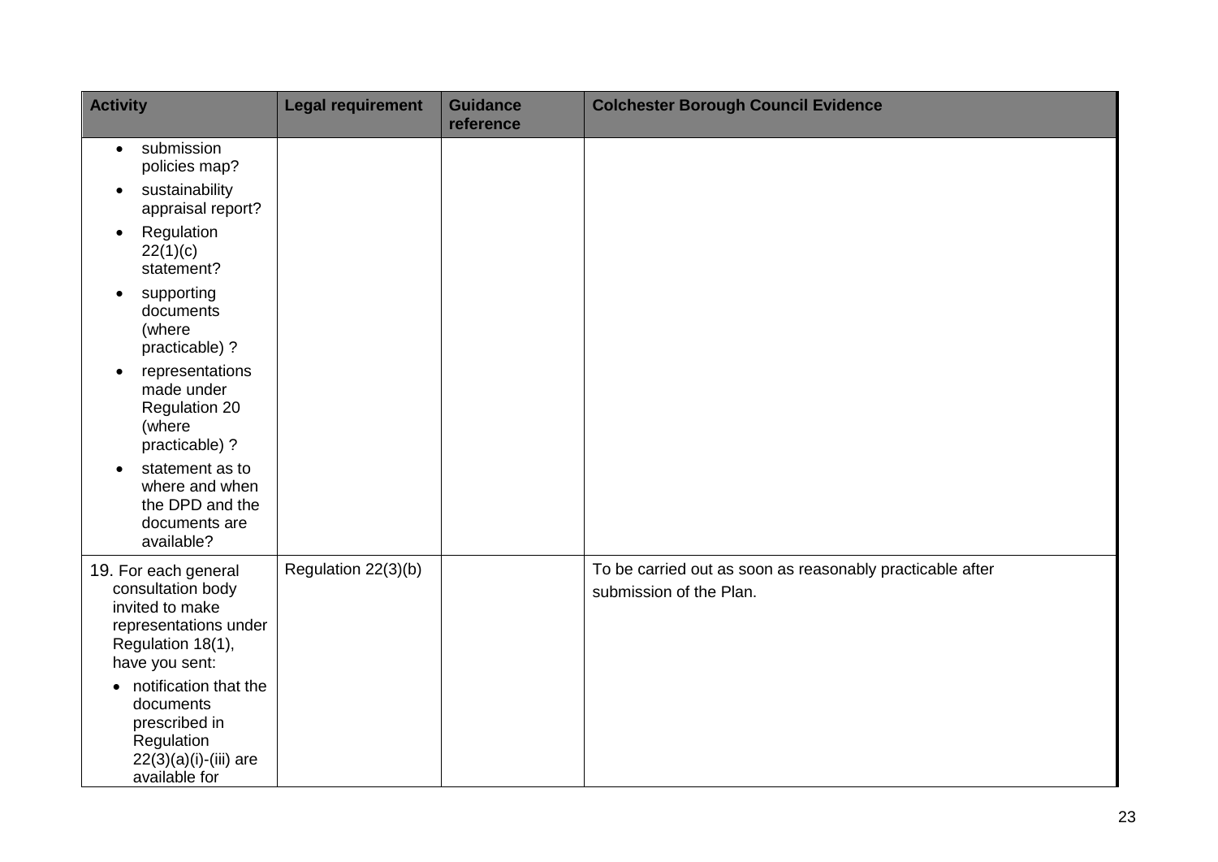| Activity | Legal requirement | Guidance reference | Colchester Borough Council Evidence |
|---|---|---|---|
| • submission policies map?<br>• sustainability appraisal report?<br>• Regulation 22(1)(c) statement?<br>• supporting documents (where practicable) ?<br>• representations made under Regulation 20 (where practicable) ?<br>• statement as to where and when the DPD and the documents are available? | | | |
| 19. For each general consultation body invited to make representations under Regulation 18(1), have you sent:<br>• notification that the documents prescribed in Regulation 22(3)(a)(i)-(iii) are available for | Regulation 22(3)(b) | | To be carried out as soon as reasonably practicable after submission of the Plan. |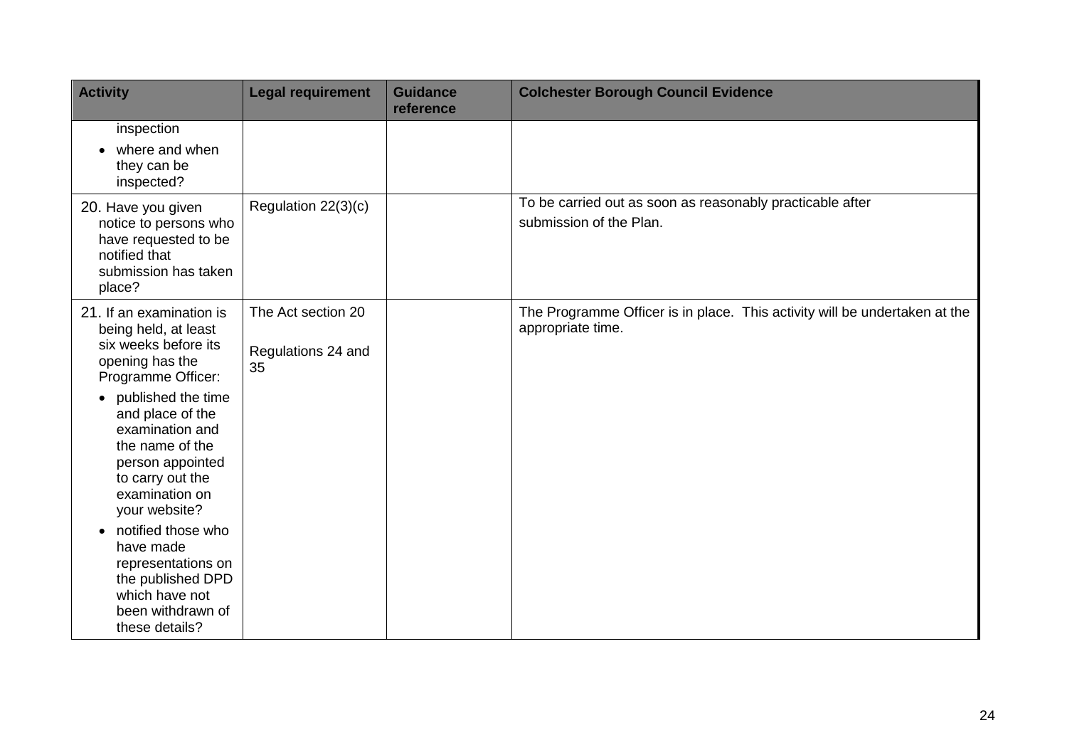| Activity | Legal requirement | Guidance reference | Colchester Borough Council Evidence |
|---|---|---|---|
| inspection<br>• where and when they can be inspected? | | | |
| 20. Have you given notice to persons who have requested to be notified that submission has taken place? | Regulation 22(3)(c) | | To be carried out as soon as reasonably practicable after submission of the Plan. |
| 21. If an examination is being held, at least six weeks before its opening has the Programme Officer:<br>• published the time and place of the examination and the name of the person appointed to carry out the examination on your website?<br>• notified those who have made representations on the published DPD which have not been withdrawn of these details? | The Act section 20<br><br>Regulations 24 and 35 | | The Programme Officer is in place. This activity will be undertaken at the appropriate time. |